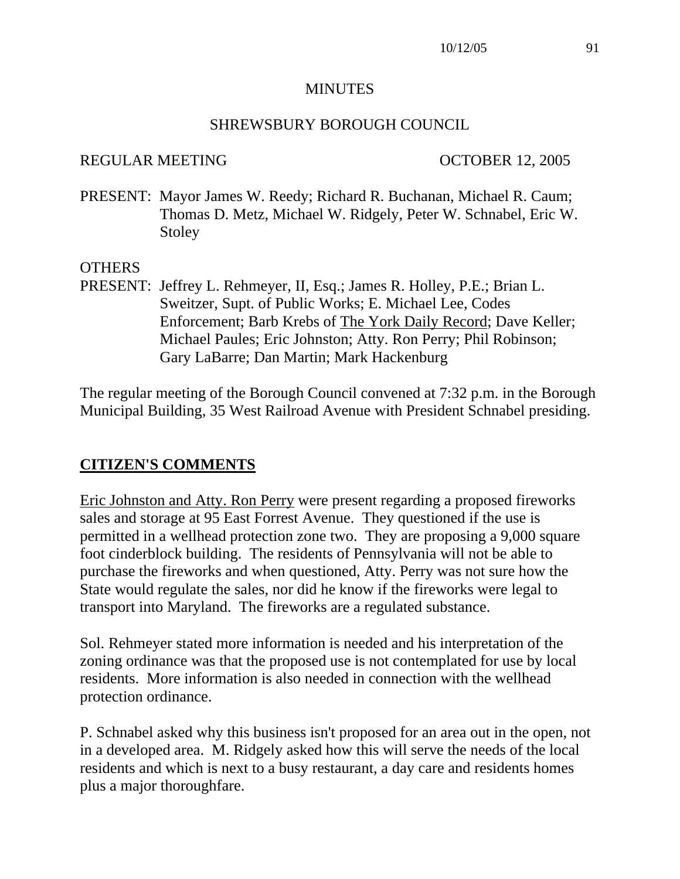# MINUTES

## SHREWSBURY BOROUGH COUNCIL

REGULAR MEETING OCTOBER 12, 2005

PRESENT: Mayor James W. Reedy; Richard R. Buchanan, Michael R. Caum; Thomas D. Metz, Michael W. Ridgely, Peter W. Schnabel, Eric W. Stoley

OTHERS PRESENT: Jeffrey L. Rehmeyer, II, Esq.; James R. Holley, P.E.; Brian L. Sweitzer, Supt. of Public Works; E. Michael Lee, Codes Enforcement; Barb Krebs of The York Daily Record; Dave Keller; Michael Paules; Eric Johnston; Atty. Ron Perry; Phil Robinson; Gary LaBarre; Dan Martin; Mark Hackenburg

The regular meeting of the Borough Council convened at 7:32 p.m. in the Borough Municipal Building, 35 West Railroad Avenue with President Schnabel presiding.

## CITIZEN'S COMMENTS

Eric Johnston and Atty. Ron Perry were present regarding a proposed fireworks sales and storage at 95 East Forrest Avenue. They questioned if the use is permitted in a wellhead protection zone two. They are proposing a 9,000 square foot cinderblock building. The residents of Pennsylvania will not be able to purchase the fireworks and when questioned, Atty. Perry was not sure how the State would regulate the sales, nor did he know if the fireworks were legal to transport into Maryland. The fireworks are a regulated substance.

Sol. Rehmeyer stated more information is needed and his interpretation of the zoning ordinance was that the proposed use is not contemplated for use by local residents. More information is also needed in connection with the wellhead protection ordinance.

P. Schnabel asked why this business isn't proposed for an area out in the open, not in a developed area. M. Ridgely asked how this will serve the needs of the local residents and which is next to a busy restaurant, a day care and residents homes plus a major thoroughfare.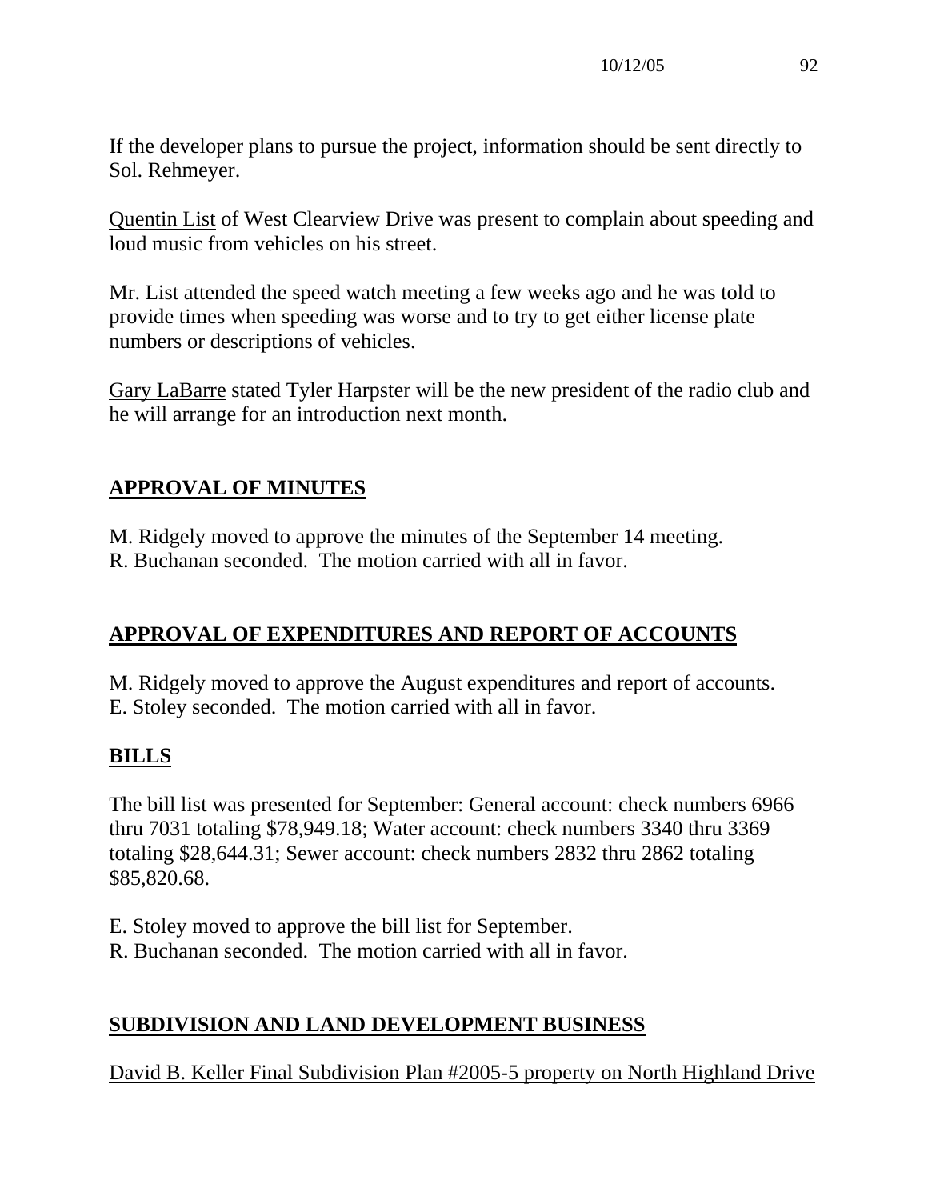If the developer plans to pursue the project, information should be sent directly to Sol. Rehmeyer.

Quentin List of West Clearview Drive was present to complain about speeding and loud music from vehicles on his street.

Mr. List attended the speed watch meeting a few weeks ago and he was told to provide times when speeding was worse and to try to get either license plate numbers or descriptions of vehicles.

Gary LaBarre stated Tyler Harpster will be the new president of the radio club and he will arrange for an introduction next month.

## APPROVAL OF MINUTES

M. Ridgely moved to approve the minutes of the September 14 meeting.
R. Buchanan seconded. The motion carried with all in favor.

## APPROVAL OF EXPENDITURES AND REPORT OF ACCOUNTS

M. Ridgely moved to approve the August expenditures and report of accounts.
E. Stoley seconded. The motion carried with all in favor.

## BILLS

The bill list was presented for September: General account: check numbers 6966 thru 7031 totaling $78,949.18; Water account: check numbers 3340 thru 3369 totaling $28,644.31; Sewer account: check numbers 2832 thru 2862 totaling $85,820.68.

E. Stoley moved to approve the bill list for September.
R. Buchanan seconded. The motion carried with all in favor.

## SUBDIVISION AND LAND DEVELOPMENT BUSINESS

David B. Keller Final Subdivision Plan #2005-5 property on North Highland Drive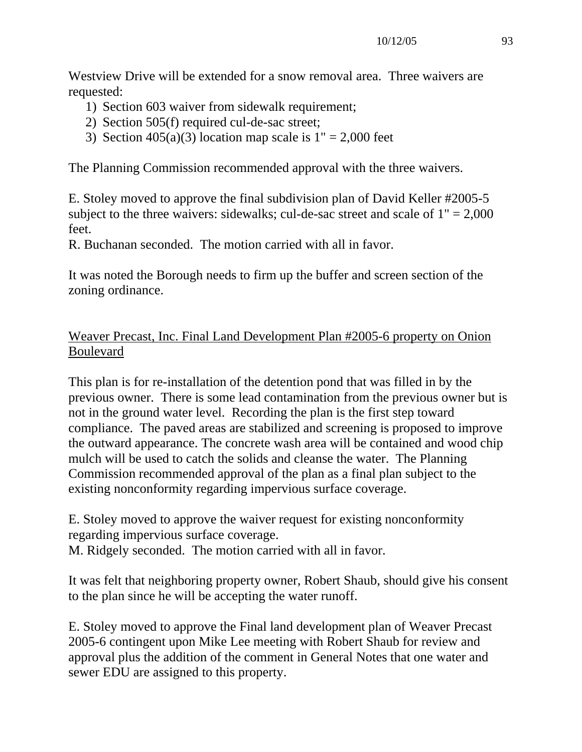Westview Drive will be extended for a snow removal area. Three waivers are requested:

1) Section 603 waiver from sidewalk requirement;
2) Section 505(f) required cul-de-sac street;
3) Section 405(a)(3) location map scale is 1" = 2,000 feet

The Planning Commission recommended approval with the three waivers.

E. Stoley moved to approve the final subdivision plan of David Keller #2005-5 subject to the three waivers: sidewalks; cul-de-sac street and scale of 1" = 2,000 feet.
R. Buchanan seconded. The motion carried with all in favor.

It was noted the Borough needs to firm up the buffer and screen section of the zoning ordinance.

<u>Weaver Precast, Inc. Final Land Development Plan #2005-6 property on Onion Boulevard</u>

This plan is for re-installation of the detention pond that was filled in by the previous owner. There is some lead contamination from the previous owner but is not in the ground water level. Recording the plan is the first step toward compliance. The paved areas are stabilized and screening is proposed to improve the outward appearance. The concrete wash area will be contained and wood chip mulch will be used to catch the solids and cleanse the water. The Planning Commission recommended approval of the plan as a final plan subject to the existing nonconformity regarding impervious surface coverage.

E. Stoley moved to approve the waiver request for existing nonconformity regarding impervious surface coverage.
M. Ridgely seconded. The motion carried with all in favor.

It was felt that neighboring property owner, Robert Shaub, should give his consent to the plan since he will be accepting the water runoff.

E. Stoley moved to approve the Final land development plan of Weaver Precast 2005-6 contingent upon Mike Lee meeting with Robert Shaub for review and approval plus the addition of the comment in General Notes that one water and sewer EDU are assigned to this property.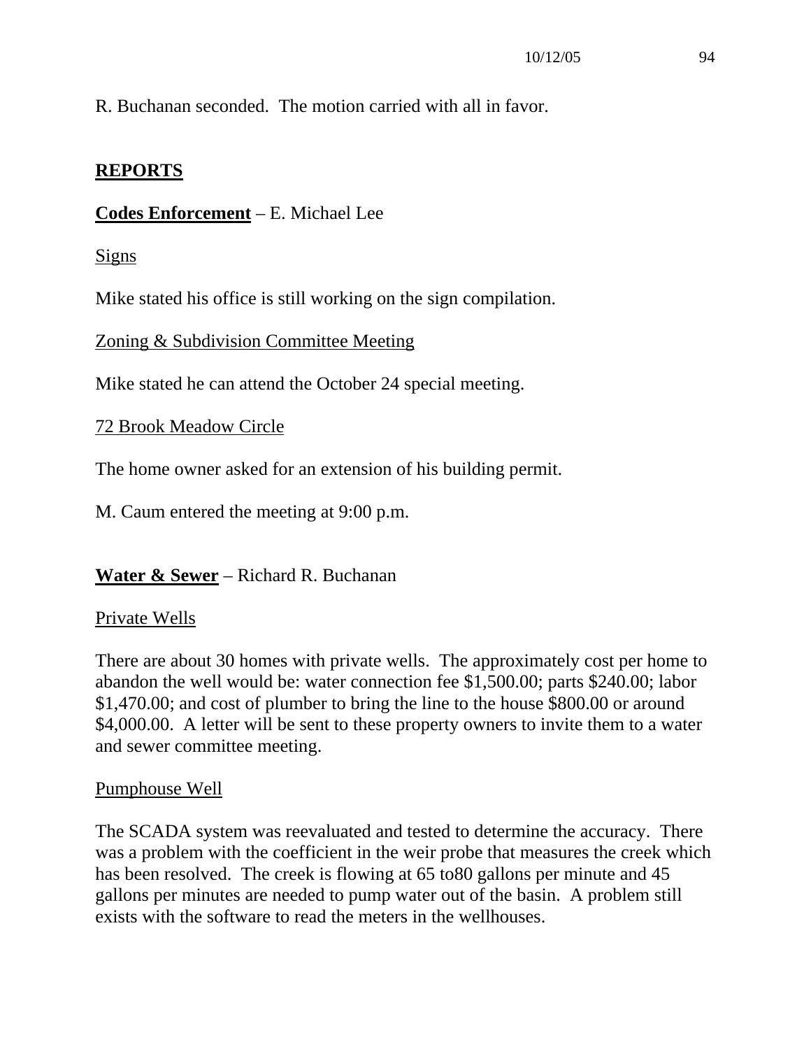R. Buchanan seconded. The motion carried with all in favor.

## REPORTS

### Codes Enforcement – E. Michael Lee

Signs

Mike stated his office is still working on the sign compilation.

Zoning & Subdivision Committee Meeting

Mike stated he can attend the October 24 special meeting.

72 Brook Meadow Circle

The home owner asked for an extension of his building permit.

M. Caum entered the meeting at 9:00 p.m.

### Water & Sewer – Richard R. Buchanan

Private Wells

There are about 30 homes with private wells. The approximately cost per home to abandon the well would be: water connection fee $1,500.00; parts $240.00; labor $1,470.00; and cost of plumber to bring the line to the house $800.00 or around $4,000.00. A letter will be sent to these property owners to invite them to a water and sewer committee meeting.

Pumphouse Well

The SCADA system was reevaluated and tested to determine the accuracy. There was a problem with the coefficient in the weir probe that measures the creek which has been resolved. The creek is flowing at 65 to80 gallons per minute and 45 gallons per minutes are needed to pump water out of the basin. A problem still exists with the software to read the meters in the wellhouses.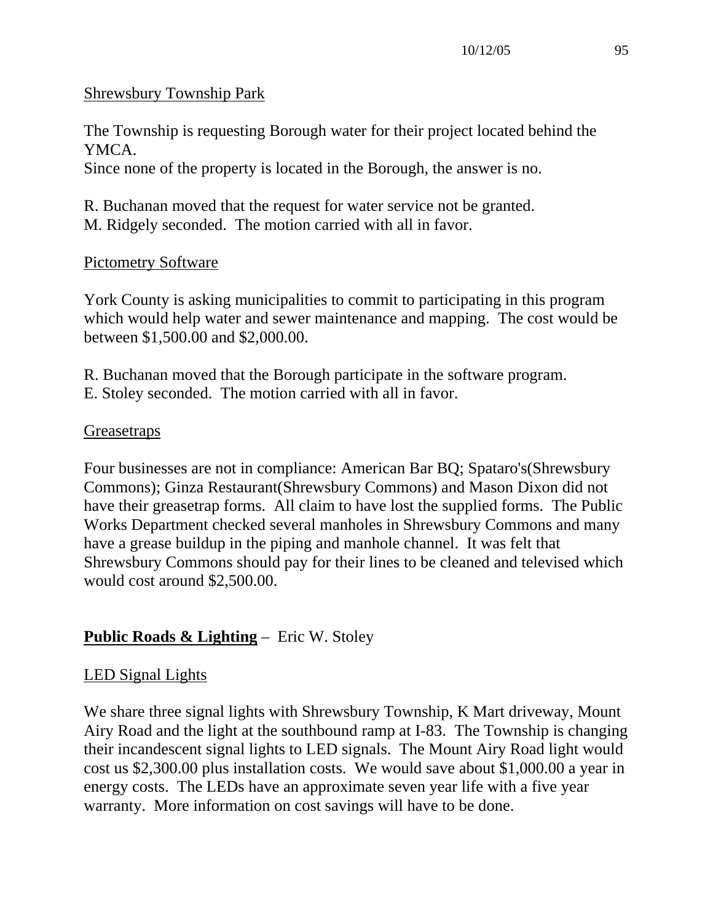<u>Shrewsbury Township Park</u>

The Township is requesting Borough water for their project located behind the YMCA.
Since none of the property is located in the Borough, the answer is no.

R. Buchanan moved that the request for water service not be granted.
M. Ridgely seconded. The motion carried with all in favor.

<u>Pictometry Software</u>

York County is asking municipalities to commit to participating in this program which would help water and sewer maintenance and mapping. The cost would be between $1,500.00 and $2,000.00.

R. Buchanan moved that the Borough participate in the software program.
E. Stoley seconded. The motion carried with all in favor.

<u>Greasetraps</u>

Four businesses are not in compliance: American Bar BQ; Spataro's(Shrewsbury Commons); Ginza Restaurant(Shrewsbury Commons) and Mason Dixon did not have their greasetrap forms. All claim to have lost the supplied forms. The Public Works Department checked several manholes in Shrewsbury Commons and many have a grease buildup in the piping and manhole channel. It was felt that Shrewsbury Commons should pay for their lines to be cleaned and televised which would cost around $2,500.00.

## **Public Roads & Lighting** – Eric W. Stoley

<u>LED Signal Lights</u>

We share three signal lights with Shrewsbury Township, K Mart driveway, Mount Airy Road and the light at the southbound ramp at I-83. The Township is changing their incandescent signal lights to LED signals. The Mount Airy Road light would cost us $2,300.00 plus installation costs. We would save about $1,000.00 a year in energy costs. The LEDs have an approximate seven year life with a five year warranty. More information on cost savings will have to be done.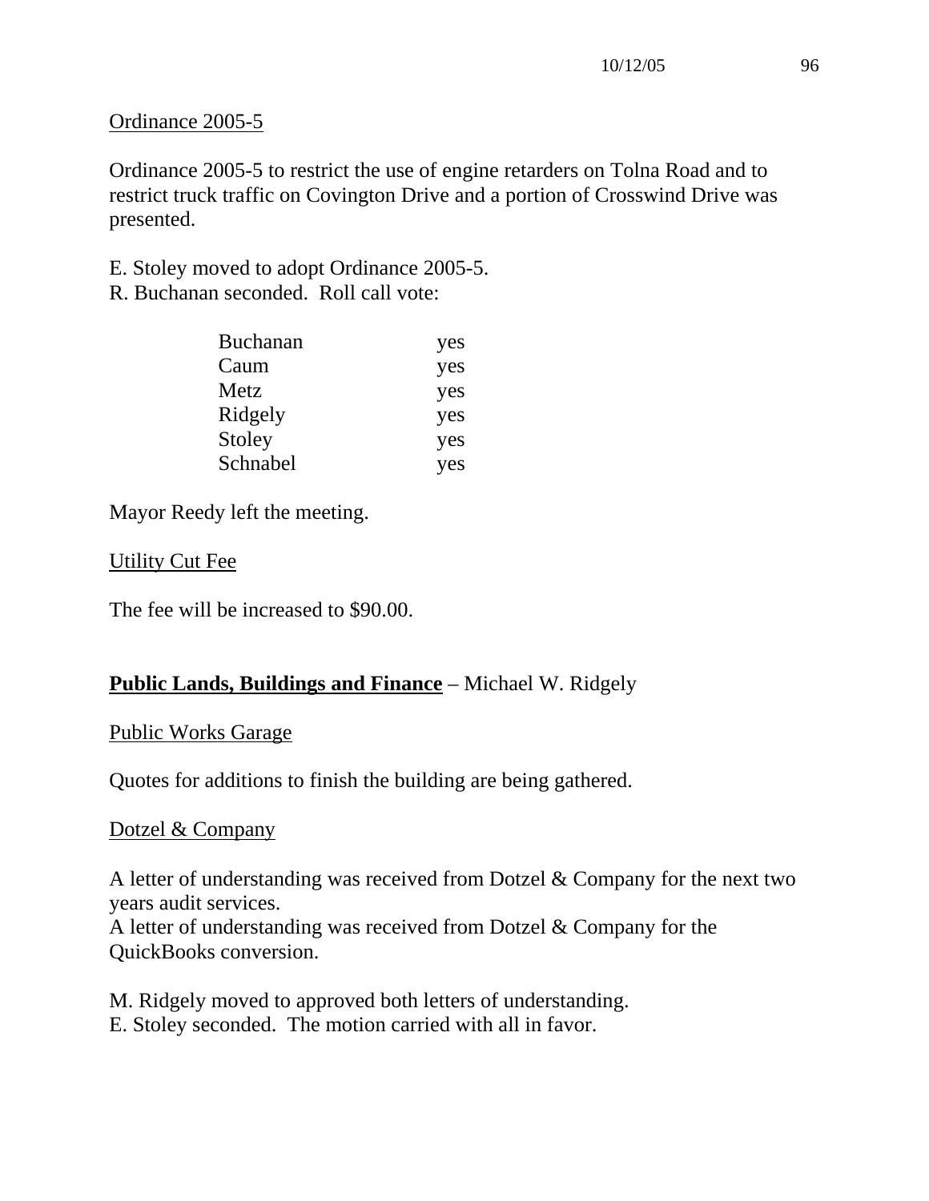Ordinance 2005-5

Ordinance 2005-5 to restrict the use of engine retarders on Tolna Road and to restrict truck traffic on Covington Drive and a portion of Crosswind Drive was presented.

E. Stoley moved to adopt Ordinance 2005-5.
R. Buchanan seconded. Roll call vote:

| | |
|---|---|
| Buchanan | yes |
| Caum | yes |
| Metz | yes |
| Ridgely | yes |
| Stoley | yes |
| Schnabel | yes |

Mayor Reedy left the meeting.

Utility Cut Fee

The fee will be increased to $90.00.

**Public Lands, Buildings and Finance** – Michael W. Ridgely

Public Works Garage

Quotes for additions to finish the building are being gathered.

Dotzel & Company

A letter of understanding was received from Dotzel & Company for the next two years audit services.
A letter of understanding was received from Dotzel & Company for the QuickBooks conversion.

M. Ridgely moved to approved both letters of understanding.
E. Stoley seconded. The motion carried with all in favor.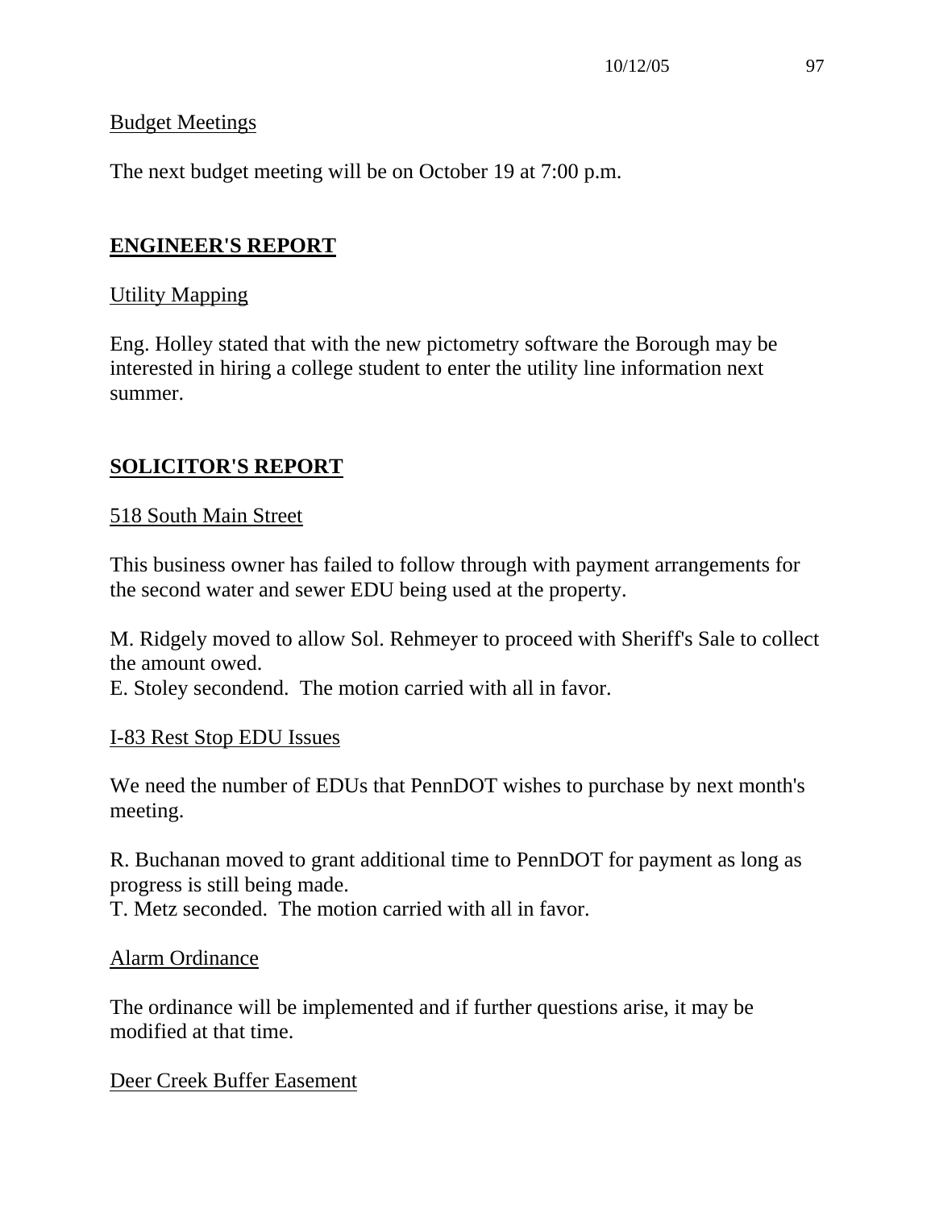Budget Meetings

The next budget meeting will be on October 19 at 7:00 p.m.

## ENGINEER'S REPORT

Utility Mapping

Eng. Holley stated that with the new pictometry software the Borough may be interested in hiring a college student to enter the utility line information next summer.

## SOLICITOR'S REPORT

518 South Main Street

This business owner has failed to follow through with payment arrangements for the second water and sewer EDU being used at the property.

M. Ridgely moved to allow Sol. Rehmeyer to proceed with Sheriff's Sale to collect the amount owed.
E. Stoley secondend. The motion carried with all in favor.

I-83 Rest Stop EDU Issues

We need the number of EDUs that PennDOT wishes to purchase by next month's meeting.

R. Buchanan moved to grant additional time to PennDOT for payment as long as progress is still being made.
T. Metz seconded. The motion carried with all in favor.

Alarm Ordinance

The ordinance will be implemented and if further questions arise, it may be modified at that time.

Deer Creek Buffer Easement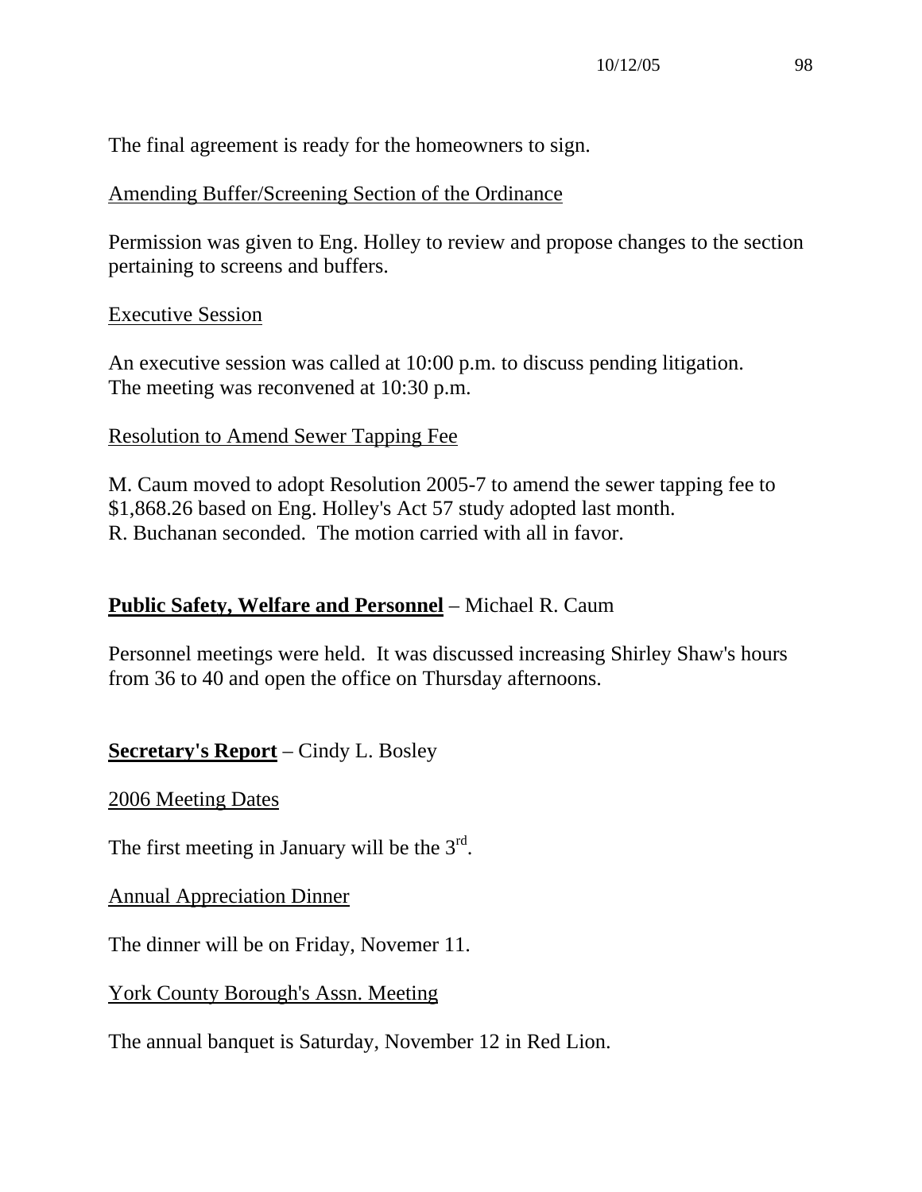The final agreement is ready for the homeowners to sign.

Amending Buffer/Screening Section of the Ordinance

Permission was given to Eng. Holley to review and propose changes to the section pertaining to screens and buffers.

Executive Session

An executive session was called at 10:00 p.m. to discuss pending litigation. The meeting was reconvened at 10:30 p.m.

Resolution to Amend Sewer Tapping Fee

M. Caum moved to adopt Resolution 2005-7 to amend the sewer tapping fee to $1,868.26 based on Eng. Holley's Act 57 study adopted last month. R. Buchanan seconded. The motion carried with all in favor.

**Public Safety, Welfare and Personnel** – Michael R. Caum

Personnel meetings were held. It was discussed increasing Shirley Shaw's hours from 36 to 40 and open the office on Thursday afternoons.

**Secretary's Report** – Cindy L. Bosley

2006 Meeting Dates

The first meeting in January will be the 3rd.

Annual Appreciation Dinner

The dinner will be on Friday, Novemer 11.

York County Borough's Assn. Meeting

The annual banquet is Saturday, November 12 in Red Lion.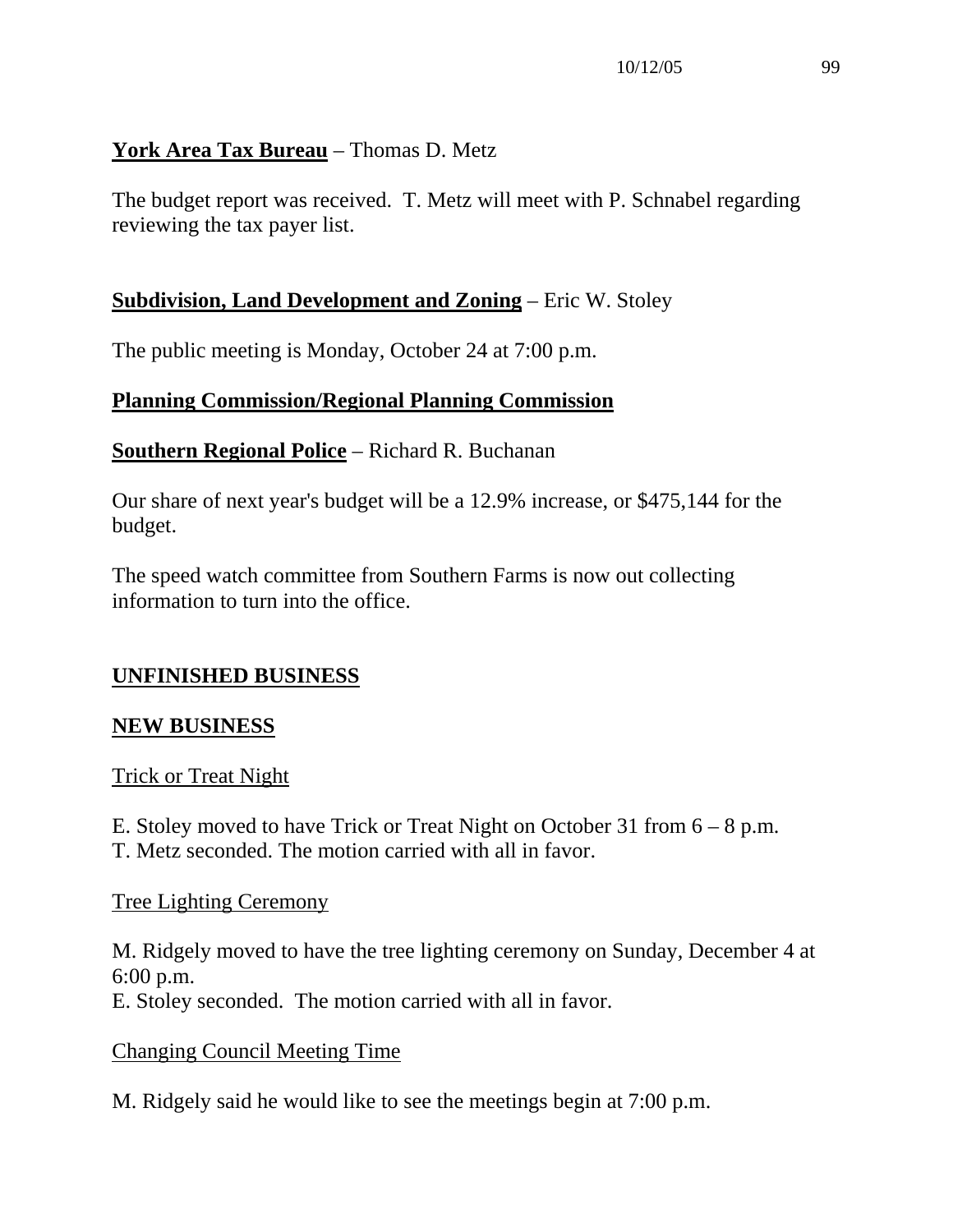**York Area Tax Bureau** – Thomas D. Metz

The budget report was received. T. Metz will meet with P. Schnabel regarding reviewing the tax payer list.

**Subdivision, Land Development and Zoning** – Eric W. Stoley

The public meeting is Monday, October 24 at 7:00 p.m.

**Planning Commission/Regional Planning Commission**

**Southern Regional Police** – Richard R. Buchanan

Our share of next year's budget will be a 12.9% increase, or $475,144 for the budget.

The speed watch committee from Southern Farms is now out collecting information to turn into the office.

## UNFINISHED BUSINESS

## NEW BUSINESS

Trick or Treat Night

E. Stoley moved to have Trick or Treat Night on October 31 from 6 – 8 p.m.
T. Metz seconded. The motion carried with all in favor.

Tree Lighting Ceremony

M. Ridgely moved to have the tree lighting ceremony on Sunday, December 4 at 6:00 p.m.
E. Stoley seconded. The motion carried with all in favor.

Changing Council Meeting Time

M. Ridgely said he would like to see the meetings begin at 7:00 p.m.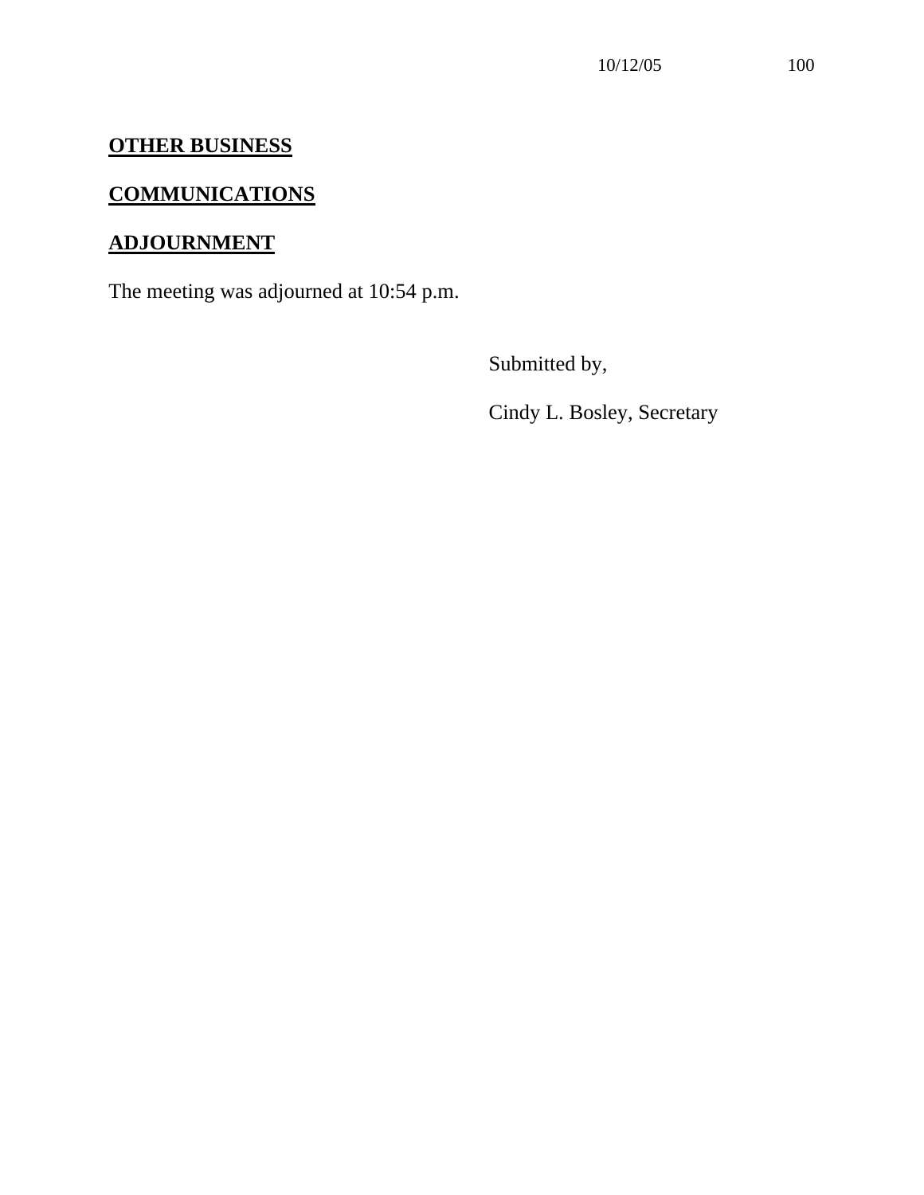**OTHER BUSINESS**

**COMMUNICATIONS**

**ADJOURNMENT**

The meeting was adjourned at 10:54 p.m.

Submitted by,

Cindy L. Bosley, Secretary